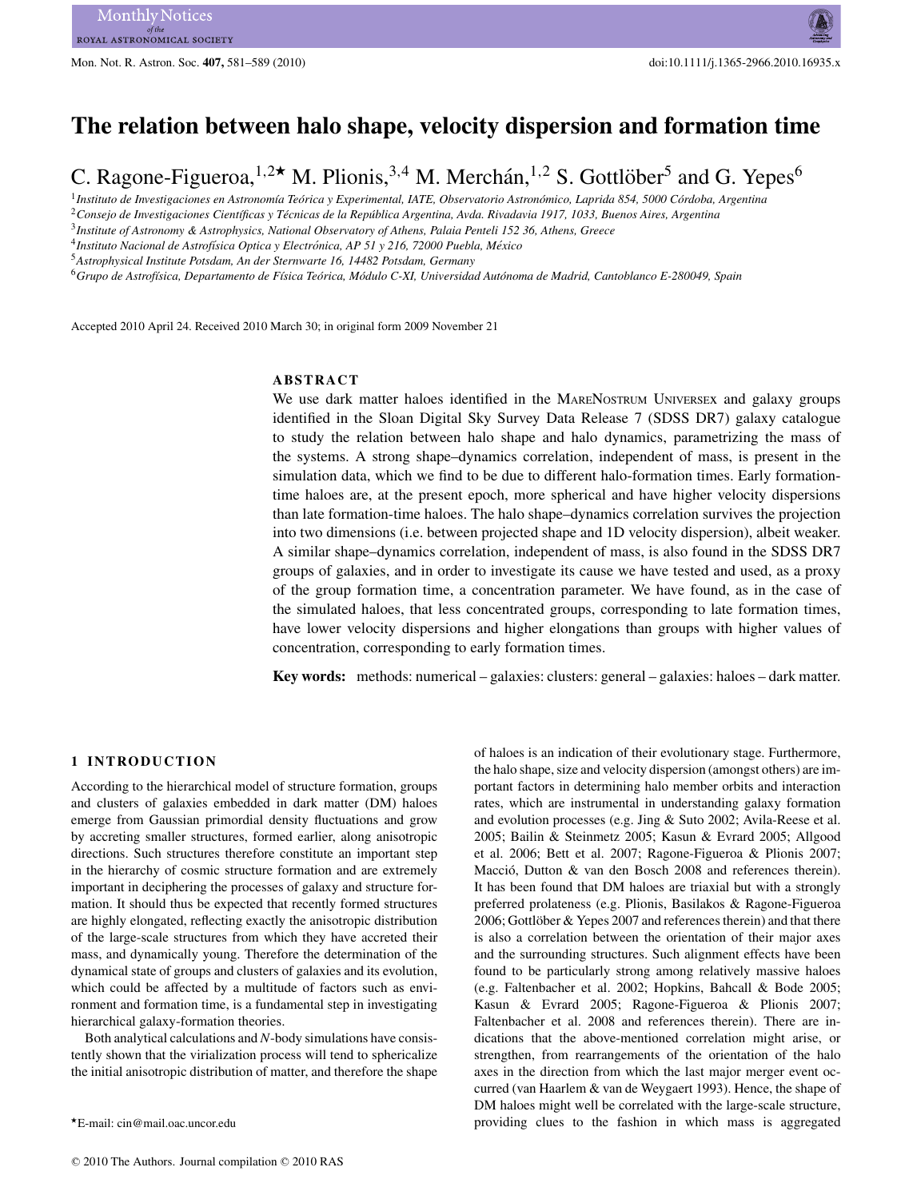# The relation between halo shape, velocity dispersion and formation time

C. Ragone-Figueroa,[1,2]⋆ M. Plionis,[3,4] M. Merchán,[1,2] S. Gottlöber[5] and G. Yepes[6]

[1]*Instituto de Investigaciones en Astronomía Teórica y Experimental, IATE, Observatorio Astronómico, Laprida 854, 5000 Córdoba, Argentina*
[2]*Consejo de Investigaciones Científicas y Técnicas de la República Argentina, Avda. Rivadavia 1917, 1033, Buenos Aires, Argentina*
[3]*Institute of Astronomy & Astrophysics, National Observatory of Athens, Palaia Penteli 152 36, Athens, Greece*
[4]*Instituto Nacional de Astrofísica Optica y Electrónica, AP 51 y 216, 72000 Puebla, México*
[5]*Astrophysical Institute Potsdam, An der Sternwarte 16, 14482 Potsdam, Germany*
[6]*Grupo de Astrofísica, Departamento de Física Teórica, Módulo C-XI, Universidad Autónoma de Madrid, Cantoblanco E-280049, Spain*

Accepted 2010 April 24. Received 2010 March 30; in original form 2009 November 21

## ABSTRACT

We use dark matter haloes identified in the MareNostrum Universex and galaxy groups identified in the Sloan Digital Sky Survey Data Release 7 (SDSS DR7) galaxy catalogue to study the relation between halo shape and halo dynamics, parametrizing the mass of the systems. A strong shape–dynamics correlation, independent of mass, is present in the simulation data, which we find to be due to different halo-formation times. Early formation-time haloes are, at the present epoch, more spherical and have higher velocity dispersions than late formation-time haloes. The halo shape–dynamics correlation survives the projection into two dimensions (i.e. between projected shape and 1D velocity dispersion), albeit weaker. A similar shape–dynamics correlation, independent of mass, is also found in the SDSS DR7 groups of galaxies, and in order to investigate its cause we have tested and used, as a proxy of the group formation time, a concentration parameter. We have found, as in the case of the simulated haloes, that less concentrated groups, corresponding to late formation times, have lower velocity dispersions and higher elongations than groups with higher values of concentration, corresponding to early formation times.

**Key words:** methods: numerical – galaxies: clusters: general – galaxies: haloes – dark matter.

## 1 INTRODUCTION

According to the hierarchical model of structure formation, groups and clusters of galaxies embedded in dark matter (DM) haloes emerge from Gaussian primordial density fluctuations and grow by accreting smaller structures, formed earlier, along anisotropic directions. Such structures therefore constitute an important step in the hierarchy of cosmic structure formation and are extremely important in deciphering the processes of galaxy and structure formation. It should thus be expected that recently formed structures are highly elongated, reflecting exactly the anisotropic distribution of the large-scale structures from which they have accreted their mass, and dynamically young. Therefore the determination of the dynamical state of groups and clusters of galaxies and its evolution, which could be affected by a multitude of factors such as environment and formation time, is a fundamental step in investigating hierarchical galaxy-formation theories.

Both analytical calculations and *N*-body simulations have consistently shown that the virialization process will tend to sphericalize the initial anisotropic distribution of matter, and therefore the shape of haloes is an indication of their evolutionary stage. Furthermore, the halo shape, size and velocity dispersion (amongst others) are important factors in determining halo member orbits and interaction rates, which are instrumental in understanding galaxy formation and evolution processes (e.g. Jing & Suto 2002; Avila-Reese et al. 2005; Bailin & Steinmetz 2005; Kasun & Evrard 2005; Allgood et al. 2006; Bett et al. 2007; Ragone-Figueroa & Plionis 2007; Macció, Dutton & van den Bosch 2008 and references therein). It has been found that DM haloes are triaxial but with a strongly preferred prolateness (e.g. Plionis, Basilakos & Ragone-Figueroa 2006; Gottlöber & Yepes 2007 and references therein) and that there is also a correlation between the orientation of their major axes and the surrounding structures. Such alignment effects have been found to be particularly strong among relatively massive haloes (e.g. Faltenbacher et al. 2002; Hopkins, Bahcall & Bode 2005; Kasun & Evrard 2005; Ragone-Figueroa & Plionis 2007; Faltenbacher et al. 2008 and references therein). There are indications that the above-mentioned correlation might arise, or strengthen, from rearrangements of the orientation of the halo axes in the direction from which the last major merger event occurred (van Haarlem & van de Weygaert 1993). Hence, the shape of DM haloes might well be correlated with the large-scale structure, providing clues to the fashion in which mass is aggregated

⋆E-mail: cin@mail.oac.uncor.edu

© 2010 The Authors. Journal compilation © 2010 RAS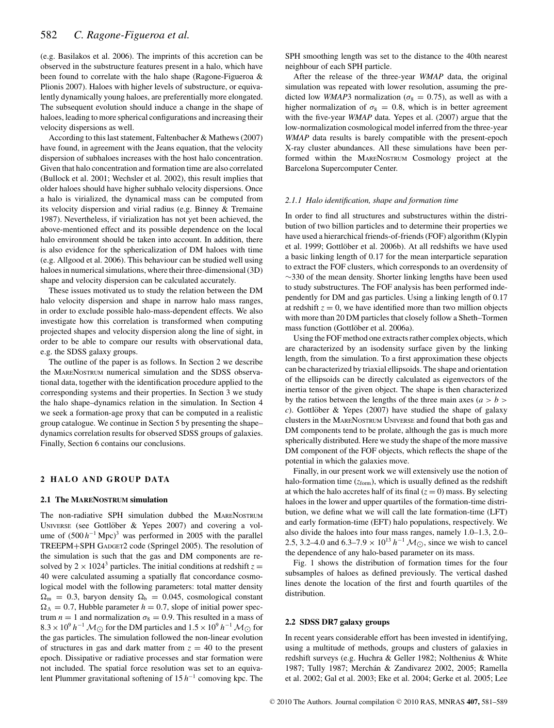(e.g. Basilakos et al. 2006). The imprints of this accretion can be observed in the substructure features present in a halo, which have been found to correlate with the halo shape (Ragone-Figueroa & Plionis 2007). Haloes with higher levels of substructure, or equivalently dynamically young haloes, are preferentially more elongated. The subsequent evolution should induce a change in the shape of haloes, leading to more spherical configurations and increasing their velocity dispersions as well.

According to this last statement, Faltenbacher & Mathews (2007) have found, in agreement with the Jeans equation, that the velocity dispersion of subhaloes increases with the host halo concentration. Given that halo concentration and formation time are also correlated (Bullock et al. 2001; Wechsler et al. 2002), this result implies that older haloes should have higher subhalo velocity dispersions. Once a halo is virialized, the dynamical mass can be computed from its velocity dispersion and virial radius (e.g. Binney & Tremaine 1987). Nevertheless, if virialization has not yet been achieved, the above-mentioned effect and its possible dependence on the local halo environment should be taken into account. In addition, there is also evidence for the sphericalization of DM haloes with time (e.g. Allgood et al. 2006). This behaviour can be studied well using haloes in numerical simulations, where their three-dimensional (3D) shape and velocity dispersion can be calculated accurately.

These issues motivated us to study the relation between the DM halo velocity dispersion and shape in narrow halo mass ranges, in order to exclude possible halo-mass-dependent effects. We also investigate how this correlation is transformed when computing projected shapes and velocity dispersion along the line of sight, in order to be able to compare our results with observational data, e.g. the SDSS galaxy groups.

The outline of the paper is as follows. In Section 2 we describe the MareNostrum numerical simulation and the SDSS observational data, together with the identification procedure applied to the corresponding systems and their properties. In Section 3 we study the halo shape–dynamics relation in the simulation. In Section 4 we seek a formation-age proxy that can be computed in a realistic group catalogue. We continue in Section 5 by presenting the shape–dynamics correlation results for observed SDSS groups of galaxies. Finally, Section 6 contains our conclusions.

## 2 HALO AND GROUP DATA

### 2.1 The MareNostrum simulation

The non-radiative SPH simulation dubbed the MareNostrum Universe (see Gottlöber & Yepes 2007) and covering a volume of $(500\,h^{-1}\,\mathrm{Mpc})^3$ was performed in 2005 with the parallel TREEPM+SPH Gadget2 code (Springel 2005). The resolution of the simulation is such that the gas and DM components are resolved by $2 \times 1024^3$ particles. The initial conditions at redshift $z = 40$ were calculated assuming a spatially flat concordance cosmological model with the following parameters: total matter density $\Omega_\mathrm{m} = 0.3$, baryon density $\Omega_\mathrm{b} = 0.045$, cosmological constant $\Omega_\Lambda = 0.7$, Hubble parameter $h = 0.7$, slope of initial power spectrum $n = 1$ and normalization $\sigma_8 = 0.9$. This resulted in a mass of $8.3 \times 10^9\,h^{-1}\,\mathcal{M}_\odot$ for the DM particles and $1.5 \times 10^9\,h^{-1}\,\mathcal{M}_\odot$ for the gas particles. The simulation followed the non-linear evolution of structures in gas and dark matter from $z = 40$ to the present epoch. Dissipative or radiative processes and star formation were not included. The spatial force resolution was set to an equivalent Plummer gravitational softening of $15\,h^{-1}$ comoving kpc. The SPH smoothing length was set to the distance to the 40th nearest neighbour of each SPH particle.

After the release of the three-year *WMAP* data, the original simulation was repeated with lower resolution, assuming the predicted low *WMAP*3 normalization ($\sigma_8 = 0.75$), as well as with a higher normalization of $\sigma_8 = 0.8$, which is in better agreement with the five-year *WMAP* data. Yepes et al. (2007) argue that the low-normalization cosmological model inferred from the three-year *WMAP* data results is barely compatible with the present-epoch X-ray cluster abundances. All these simulations have been performed within the MareNostrum Cosmology project at the Barcelona Supercomputer Center.

#### 2.1.1 Halo identification, shape and formation time

In order to find all structures and substructures within the distribution of two billion particles and to determine their properties we have used a hierarchical friends-of-friends (FOF) algorithm (Klypin et al. 1999; Gottlöber et al. 2006b). At all redshifts we have used a basic linking length of 0.17 for the mean interparticle separation to extract the FOF clusters, which corresponds to an overdensity of $\sim$330 of the mean density. Shorter linking lengths have been used to study substructures. The FOF analysis has been performed independently for DM and gas particles. Using a linking length of 0.17 at redshift $z = 0$, we have identified more than two million objects with more than 20 DM particles that closely follow a Sheth–Tormen mass function (Gottlöber et al. 2006a).

Using the FOF method one extracts rather complex objects, which are characterized by an isodensity surface given by the linking length, from the simulation. To a first approximation these objects can be characterized by triaxial ellipsoids. The shape and orientation of the ellipsoids can be directly calculated as eigenvectors of the inertia tensor of the given object. The shape is then characterized by the ratios between the lengths of the three main axes ($a > b > c$). Gottlöber & Yepes (2007) have studied the shape of galaxy clusters in the MareNostrum Universe and found that both gas and DM components tend to be prolate, although the gas is much more spherically distributed. Here we study the shape of the more massive DM component of the FOF objects, which reflects the shape of the potential in which the galaxies move.

Finally, in our present work we will extensively use the notion of halo-formation time ($z_\mathrm{form}$), which is usually defined as the redshift at which the halo accretes half of its final ($z = 0$) mass. By selecting haloes in the lower and upper quartiles of the formation-time distribution, we define what we will call the late formation-time (LFT) and early formation-time (EFT) halo populations, respectively. We also divide the haloes into four mass ranges, namely 1.0–1.3, 2.0–2.5, 3.2–4.0 and $6.3\text{–}7.9 \times 10^{13}\,h^{-1}\,\mathcal{M}_\odot$, since we wish to cancel the dependence of any halo-based parameter on its mass.

Fig. 1 shows the distribution of formation times for the four subsamples of haloes as defined previously. The vertical dashed lines denote the location of the first and fourth quartiles of the distribution.

### 2.2 SDSS DR7 galaxy groups

In recent years considerable effort has been invested in identifying, using a multitude of methods, groups and clusters of galaxies in redshift surveys (e.g. Huchra & Geller 1982; Nolthenius & White 1987; Tully 1987; Merchán & Zandivarez 2002, 2005; Ramella et al. 2002; Gal et al. 2003; Eke et al. 2004; Gerke et al. 2005; Lee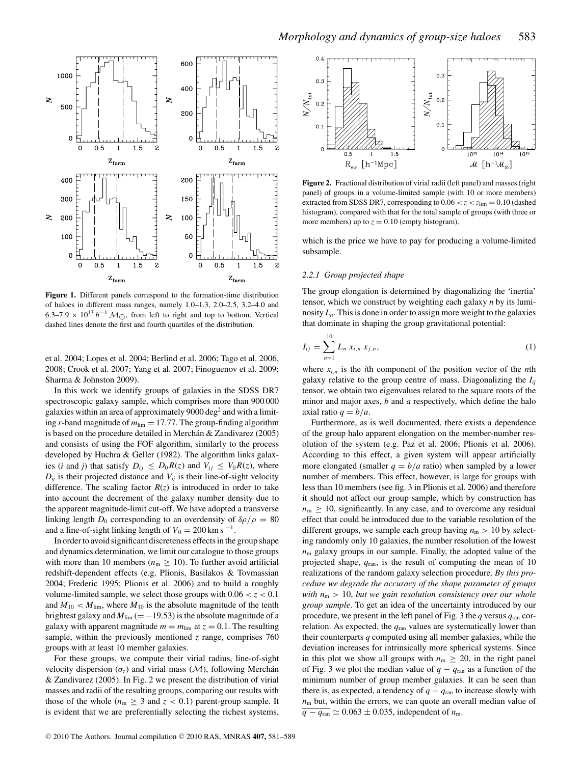**Figure 1.** Different panels correspond to the formation-time distribution of haloes in different mass ranges, namely 1.0–1.3, 2.0–2.5, 3.2–4.0 and 6.3–7.9 × $10^{13}\,h^{-1}\,\mathcal{M}_{\odot}$, from left to right and top to bottom. Vertical dashed lines denote the first and fourth quartiles of the distribution.

et al. 2004; Lopes et al. 2004; Berlind et al. 2006; Tago et al. 2006, 2008; Crook et al. 2007; Yang et al. 2007; Finoguenov et al. 2009; Sharma & Johnston 2009).

In this work we identify groups of galaxies in the SDSS DR7 spectroscopic galaxy sample, which comprises more than 900 000 galaxies within an area of approximately 9000 deg$^2$ and with a limiting $r$-band magnitude of $m_{\rm lim} = 17.77$. The group-finding algorithm is based on the procedure detailed in Merchán & Zandivarez (2005) and consists of using the FOF algorithm, similarly to the process developed by Huchra & Geller (1982). The algorithm links galaxies ($i$ and $j$) that satisfy $D_{ij} \leq D_0 R(z)$ and $V_{ij} \leq V_0 R(z)$, where $D_{ij}$ is their projected distance and $V_{ij}$ is their line-of-sight velocity difference. The scaling factor $R(z)$ is introduced in order to take into account the decrement of the galaxy number density due to the apparent magnitude-limit cut-off. We have adopted a transverse linking length $D_0$ corresponding to an overdensity of $\delta\rho/\rho = 80$ and a line-of-sight linking length of $V_0 = 200\,{\rm km\,s}^{-1}$.

In order to avoid significant discreteness effects in the group shape and dynamics determination, we limit our catalogue to those groups with more than 10 members ($n_{\rm m} \geq 10$). To further avoid artificial redshift-dependent effects (e.g. Plionis, Basilakos & Tovmassian 2004; Frederic 1995; Plionis et al. 2006) and to build a roughly volume-limited sample, we select those groups with $0.06 < z < 0.1$ and $M_{10} < M_{\rm lim}$, where $M_{10}$ is the absolute magnitude of the tenth brightest galaxy and $M_{\rm lim}$ ($= -19.53$) is the absolute magnitude of a galaxy with apparent magnitude $m = m_{\rm lim}$ at $z = 0.1$. The resulting sample, within the previously mentioned $z$ range, comprises 760 groups with at least 10 member galaxies.

For these groups, we compute their virial radius, line-of-sight velocity dispersion ($\sigma_z$) and virial mass ($\mathcal{M}$), following Merchán & Zandivarez (2005). In Fig. 2 we present the distribution of virial masses and radii of the resulting groups, comparing our results with those of the whole ($n_{\rm m} \geq 3$ and $z < 0.1$) parent-group sample. It is evident that we are preferentially selecting the richest systems,

**Figure 2.** Fractional distribution of virial radii (left panel) and masses (right panel) of groups in a volume-limited sample (with 10 or more members) extracted from SDSS DR7, corresponding to $0.06 < z < z_{\rm lim} = 0.10$ (dashed histogram), compared with that for the total sample of groups (with three or more members) up to $z = 0.10$ (empty histogram).

which is the price we have to pay for producing a volume-limited subsample.

### 2.2.1 Group projected shape

The group elongation is determined by diagonalizing the 'inertia' tensor, which we construct by weighting each galaxy $n$ by its luminosity $L_n$. This is done in order to assign more weight to the galaxies that dominate in shaping the group gravitational potential:

$$I_{ij} = \sum_{n=1}^{10} L_n \, x_{i,n} \, x_{j,n}, \tag{1}$$

where $x_{i,n}$ is the $i$th component of the position vector of the $n$th galaxy relative to the group centre of mass. Diagonalizing the $I_{ij}$ tensor, we obtain two eigenvalues related to the square roots of the minor and major axes, $b$ and $a$ respectively, which define the halo axial ratio $q = b/a$.

Furthermore, as is well documented, there exists a dependence of the group halo apparent elongation on the member-number resolution of the system (e.g. Paz et al. 2006; Plionis et al. 2006). According to this effect, a given system will appear artificially more elongated (smaller $q = b/a$ ratio) when sampled by a lower number of members. This effect, however, is large for groups with less than 10 members (see fig. 3 in Plionis et al. 2006) and therefore it should not affect our group sample, which by construction has $n_{\rm m} \geq 10$, significantly. In any case, and to overcome any residual effect that could be introduced due to the variable resolution of the different groups, we sample each group having $n_{\rm m} > 10$ by selecting randomly only 10 galaxies, the number resolution of the lowest $n_{\rm m}$ galaxy groups in our sample. Finally, the adopted value of the projected shape, $q_{\rm ran}$, is the result of computing the mean of 10 realizations of the random galaxy selection procedure. *By this procedure we degrade the accuracy of the shape parameter of groups with $n_{\rm m} > 10$, but we gain resolution consistency over our whole group sample*. To get an idea of the uncertainty introduced by our procedure, we present in the left panel of Fig. 3 the $q$ versus $q_{\rm ran}$ correlation. As expected, the $q_{\rm ran}$ values are systematically lower than their counterparts $q$ computed using all member galaxies, while the deviation increases for intrinsically more spherical systems. Since in this plot we show all groups with $n_{\rm m} \geq 20$, in the right panel of Fig. 3 we plot the median value of $q - q_{\rm ran}$ as a function of the minimum number of group member galaxies. It can be seen than there is, as expected, a tendency of $q - q_{\rm ran}$ to increase slowly with $n_{\rm m}$ but, within the errors, we can quote an overall median value of $\overline{q - q_{\rm ran}} \simeq 0.063 \pm 0.035$, independent of $n_{\rm m}$.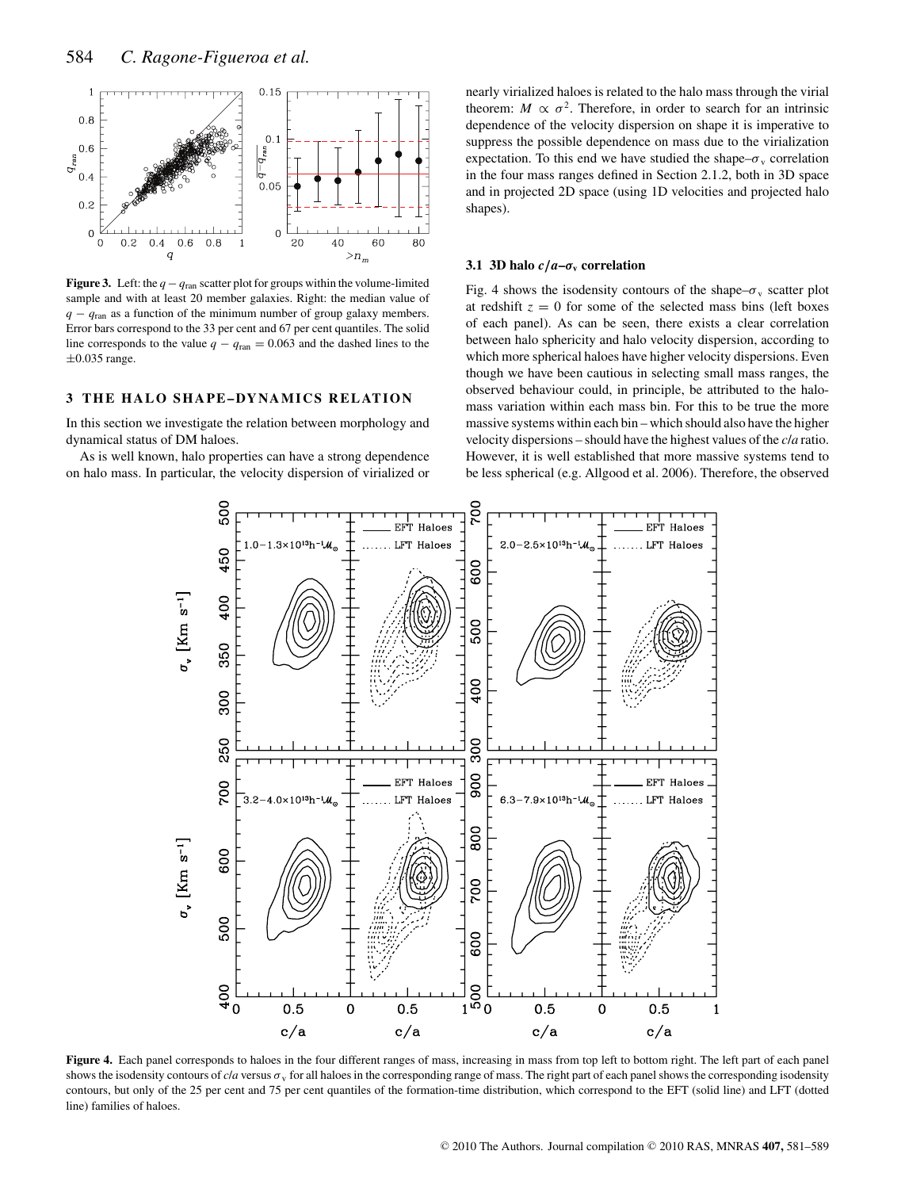**Figure 3.** Left: the $q - q_{\rm ran}$ scatter plot for groups within the volume-limited sample and with at least 20 member galaxies. Right: the median value of $q - q_{\rm ran}$ as a function of the minimum number of group galaxy members. Error bars correspond to the 33 per cent and 67 per cent quantiles. The solid line corresponds to the value $q - q_{\rm ran} = 0.063$ and the dashed lines to the $\pm 0.035$ range.

## 3 THE HALO SHAPE–DYNAMICS RELATION

In this section we investigate the relation between morphology and dynamical status of DM haloes.

As is well known, halo properties can have a strong dependence on halo mass. In particular, the velocity dispersion of virialized or nearly virialized haloes is related to the halo mass through the virial theorem: $M \propto \sigma^2$. Therefore, in order to search for an intrinsic dependence of the velocity dispersion on shape it is imperative to suppress the possible dependence on mass due to the virialization expectation. To this end we have studied the shape–$\sigma_{\rm v}$ correlation in the four mass ranges defined in Section 2.1.2, both in 3D space and in projected 2D space (using 1D velocities and projected halo shapes).

### 3.1 3D halo $c/a$–$\sigma_{\rm v}$ correlation

Fig. 4 shows the isodensity contours of the shape–$\sigma_{\rm v}$ scatter plot at redshift $z = 0$ for some of the selected mass bins (left boxes of each panel). As can be seen, there exists a clear correlation between halo sphericity and halo velocity dispersion, according to which more spherical haloes have higher velocity dispersions. Even though we have been cautious in selecting small mass ranges, the observed behaviour could, in principle, be attributed to the halo-mass variation within each mass bin. For this to be true the more massive systems within each bin – which should also have the higher velocity dispersions – should have the highest values of the *c/a* ratio. However, it is well established that more massive systems tend to be less spherical (e.g. Allgood et al. 2006). Therefore, the observed

**Figure 4.** Each panel corresponds to haloes in the four different ranges of mass, increasing in mass from top left to bottom right. The left part of each panel shows the isodensity contours of *c/a* versus $\sigma_{\rm v}$ for all haloes in the corresponding range of mass. The right part of each panel shows the corresponding isodensity contours, but only of the 25 per cent and 75 per cent quantiles of the formation-time distribution, which correspond to the EFT (solid line) and LFT (dotted line) families of haloes.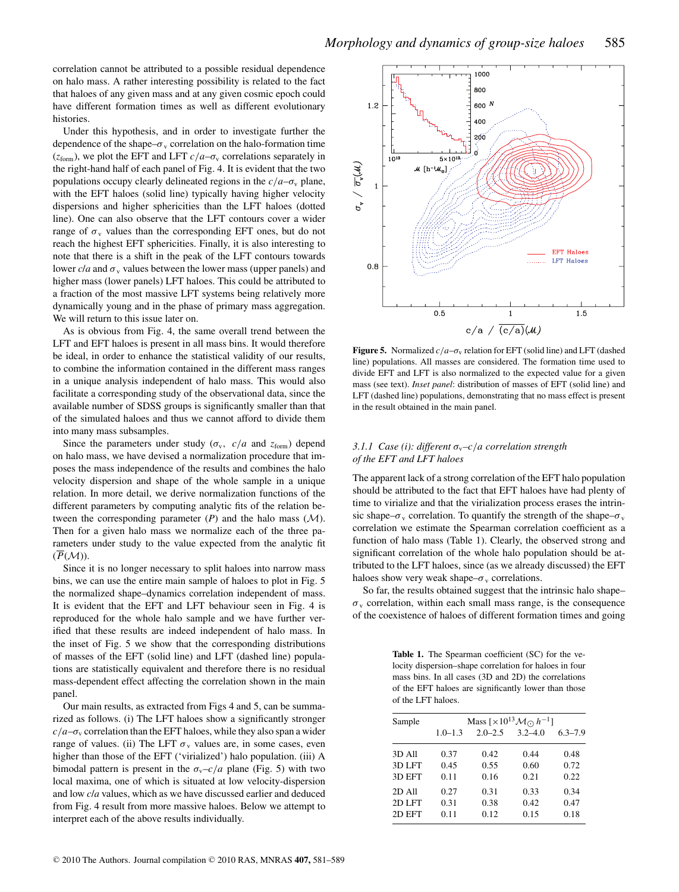correlation cannot be attributed to a possible residual dependence on halo mass. A rather interesting possibility is related to the fact that haloes of any given mass and at any given cosmic epoch could have different formation times as well as different evolutionary histories.

Under this hypothesis, and in order to investigate further the dependence of the shape–$\sigma_{\rm v}$ correlation on the halo-formation time ($z_{\rm form}$), we plot the EFT and LFT $c/a$–$\sigma_{\rm v}$ correlations separately in the right-hand half of each panel of Fig. 4. It is evident that the two populations occupy clearly delineated regions in the $c/a$–$\sigma_{\rm v}$ plane, with the EFT haloes (solid line) typically having higher velocity dispersions and higher sphericities than the LFT haloes (dotted line). One can also observe that the LFT contours cover a wider range of $\sigma_{\rm v}$ values than the corresponding EFT ones, but do not reach the highest EFT sphericities. Finally, it is also interesting to note that there is a shift in the peak of the LFT contours towards lower $c/a$ and $\sigma_{\rm v}$ values between the lower mass (upper panels) and higher mass (lower panels) LFT haloes. This could be attributed to a fraction of the most massive LFT systems being relatively more dynamically young and in the phase of primary mass aggregation. We will return to this issue later on.

As is obvious from Fig. 4, the same overall trend between the LFT and EFT haloes is present in all mass bins. It would therefore be ideal, in order to enhance the statistical validity of our results, to combine the information contained in the different mass ranges in a unique analysis independent of halo mass. This would also facilitate a corresponding study of the observational data, since the available number of SDSS groups is significantly smaller than that of the simulated haloes and thus we cannot afford to divide them into many mass subsamples.

Since the parameters under study ($\sigma_{\rm v}$, $c/a$ and $z_{\rm form}$) depend on halo mass, we have devised a normalization procedure that imposes the mass independence of the results and combines the halo velocity dispersion and shape of the whole sample in a unique relation. In more detail, we derive normalization functions of the different parameters by computing analytic fits of the relation between the corresponding parameter ($P$) and the halo mass ($\mathcal{M}$). Then for a given halo mass we normalize each of the three parameters under study to the value expected from the analytic fit ($\overline{P}(\mathcal{M})$).

Since it is no longer necessary to split haloes into narrow mass bins, we can use the entire main sample of haloes to plot in Fig. 5 the normalized shape–dynamics correlation independent of mass. It is evident that the EFT and LFT behaviour seen in Fig. 4 is reproduced for the whole halo sample and we have further verified that these results are indeed independent of halo mass. In the inset of Fig. 5 we show that the corresponding distributions of masses of the EFT (solid line) and LFT (dashed line) populations are statistically equivalent and therefore there is no residual mass-dependent effect affecting the correlation shown in the main panel.

Our main results, as extracted from Figs 4 and 5, can be summarized as follows. (i) The LFT haloes show a significantly stronger $c/a$–$\sigma_{\rm v}$ correlation than the EFT haloes, while they also span a wider range of values. (ii) The LFT $\sigma_{\rm v}$ values are, in some cases, even higher than those of the EFT ('virialized') halo population. (iii) A bimodal pattern is present in the $\sigma_{\rm v}$–$c/a$ plane (Fig. 5) with two local maxima, one of which is situated at low velocity-dispersion and low $c/a$ values, which as we have discussed earlier and deduced from Fig. 4 result from more massive haloes. Below we attempt to interpret each of the above results individually.

**Figure 5.** Normalized $c/a$–$\sigma_{\rm v}$ relation for EFT (solid line) and LFT (dashed line) populations. All masses are considered. The formation time used to divide EFT and LFT is also normalized to the expected value for a given mass (see text). *Inset panel*: distribution of masses of EFT (solid line) and LFT (dashed line) populations, demonstrating that no mass effect is present in the result obtained in the main panel.

#### 3.1.1 Case (i): different $\sigma_{\rm v}$–$c/a$ correlation strength of the EFT and LFT haloes

The apparent lack of a strong correlation of the EFT halo population should be attributed to the fact that EFT haloes have had plenty of time to virialize and that the virialization process erases the intrinsic shape–$\sigma_{\rm v}$ correlation. To quantify the strength of the shape–$\sigma_{\rm v}$ correlation we estimate the Spearman correlation coefficient as a function of halo mass (Table 1). Clearly, the observed strong and significant correlation of the whole halo population should be attributed to the LFT haloes, since (as we already discussed) the EFT haloes show very weak shape–$\sigma_{\rm v}$ correlations.

So far, the results obtained suggest that the intrinsic halo shape–$\sigma_{\rm v}$ correlation, within each small mass range, is the consequence of the coexistence of haloes of different formation times and going

**Table 1.** The Spearman coefficient (SC) for the velocity dispersion–shape correlation for haloes in four mass bins. In all cases (3D and 2D) the correlations of the EFT haloes are significantly lower than those of the LFT haloes.

| Sample | Mass [$\times 10^{13} \mathcal{M}_{\odot} h^{-1}$] | | | |
|---|---|---|---|---|
| | 1.0–1.3 | 2.0–2.5 | 3.2–4.0 | 6.3–7.9 |
| 3D All | 0.37 | 0.42 | 0.44 | 0.48 |
| 3D LFT | 0.45 | 0.55 | 0.60 | 0.72 |
| 3D EFT | 0.11 | 0.16 | 0.21 | 0.22 |
| 2D All | 0.27 | 0.31 | 0.33 | 0.34 |
| 2D LFT | 0.31 | 0.38 | 0.42 | 0.47 |
| 2D EFT | 0.11 | 0.12 | 0.15 | 0.18 |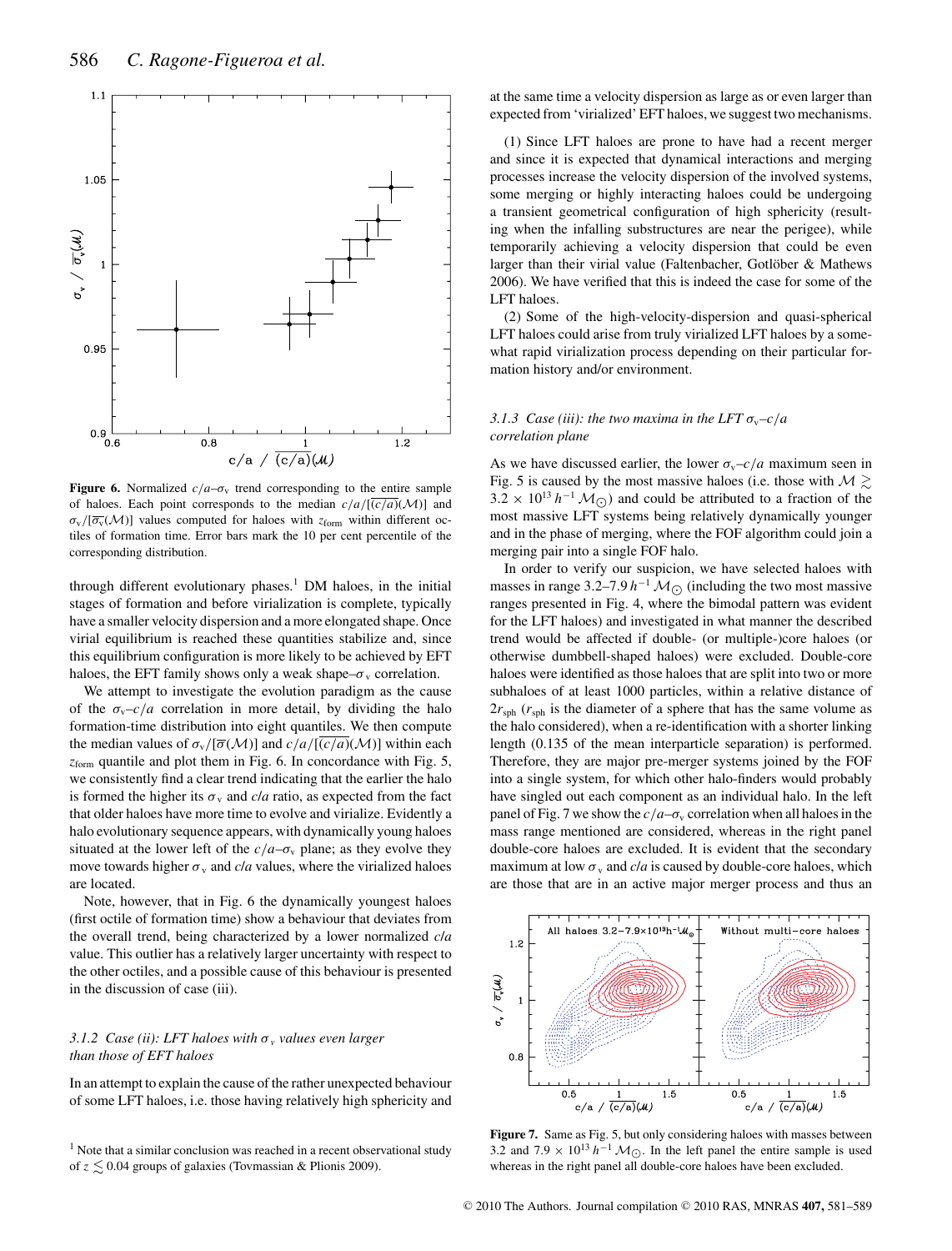**Figure 6.** Normalized $c/a$–$\sigma_v$ trend corresponding to the entire sample of haloes. Each point corresponds to the median $c/a/[\overline{(c/a)}(\mathcal{M})]$ and $\sigma_v/[\overline{\sigma_v}(\mathcal{M})]$ values computed for haloes with $z_{\rm form}$ within different octiles of formation time. Error bars mark the 10 per cent percentile of the corresponding distribution.

through different evolutionary phases.[1] DM haloes, in the initial stages of formation and before virialization is complete, typically have a smaller velocity dispersion and a more elongated shape. Once virial equilibrium is reached these quantities stabilize and, since this equilibrium configuration is more likely to be achieved by EFT haloes, the EFT family shows only a weak shape–$\sigma_v$ correlation.

We attempt to investigate the evolution paradigm as the cause of the $\sigma_v$–$c/a$ correlation in more detail, by dividing the halo formation-time distribution into eight quantiles. We then compute the median values of $\sigma_v/[\overline{\sigma}(\mathcal{M})]$ and $c/a/[\overline{(c/a)}(\mathcal{M})]$ within each $z_{\rm form}$ quantile and plot them in Fig. 6. In concordance with Fig. 5, we consistently find a clear trend indicating that the earlier the halo is formed the higher its $\sigma_v$ and $c/a$ ratio, as expected from the fact that older haloes have more time to evolve and virialize. Evidently a halo evolutionary sequence appears, with dynamically young haloes situated at the lower left of the $c/a$–$\sigma_v$ plane; as they evolve they move towards higher $\sigma_v$ and $c/a$ values, where the virialized haloes are located.

Note, however, that in Fig. 6 the dynamically youngest haloes (first octile of formation time) show a behaviour that deviates from the overall trend, being characterized by a lower normalized $c/a$ value. This outlier has a relatively larger uncertainty with respect to the other octiles, and a possible cause of this behaviour is presented in the discussion of case (iii).

### 3.1.2 Case (ii): LFT haloes with $\sigma_v$ values even larger than those of EFT haloes

In an attempt to explain the cause of the rather unexpected behaviour of some LFT haloes, i.e. those having relatively high sphericity and at the same time a velocity dispersion as large as or even larger than expected from 'virialized' EFT haloes, we suggest two mechanisms.

(1) Since LFT haloes are prone to have had a recent merger and since it is expected that dynamical interactions and merging processes increase the velocity dispersion of the involved systems, some merging or highly interacting haloes could be undergoing a transient geometrical configuration of high sphericity (resulting when the infalling substructures are near the perigee), while temporarily achieving a velocity dispersion that could be even larger than their virial value (Faltenbacher, Gotlöber & Mathews 2006). We have verified that this is indeed the case for some of the LFT haloes.

(2) Some of the high-velocity-dispersion and quasi-spherical LFT haloes could arise from truly virialized LFT haloes by a somewhat rapid virialization process depending on their particular formation history and/or environment.

### 3.1.3 Case (iii): the two maxima in the LFT $\sigma_v$–$c/a$ correlation plane

As we have discussed earlier, the lower $\sigma_v$–$c/a$ maximum seen in Fig. 5 is caused by the most massive haloes (i.e. those with $\mathcal{M} \gtrsim 3.2 \times 10^{13}\,h^{-1}\,\mathcal{M}_\odot$) and could be attributed to a fraction of the most massive LFT systems being relatively dynamically younger and in the phase of merging, where the FOF algorithm could join a merging pair into a single FOF halo.

In order to verify our suspicion, we have selected haloes with masses in range 3.2–7.9 $h^{-1}\,\mathcal{M}_\odot$ (including the two most massive ranges presented in Fig. 4, where the bimodal pattern was evident for the LFT haloes) and investigated in what manner the described trend would be affected if double- (or multiple-)core haloes (or otherwise dumbbell-shaped haloes) were excluded. Double-core haloes were identified as those haloes that are split into two or more subhaloes of at least 1000 particles, within a relative distance of $2r_{\rm sph}$ ($r_{\rm sph}$ is the diameter of a sphere that has the same volume as the halo considered), when a re-identification with a shorter linking length (0.135 of the mean interparticle separation) is performed. Therefore, they are major pre-merger systems joined by the FOF into a single system, for which other halo-finders would probably have singled out each component as an individual halo. In the left panel of Fig. 7 we show the $c/a$–$\sigma_v$ correlation when all haloes in the mass range mentioned are considered, whereas in the right panel double-core haloes are excluded. It is evident that the secondary maximum at low $\sigma_v$ and $c/a$ is caused by double-core haloes, which are those that are in an active major merger process and thus an

**Figure 7.** Same as Fig. 5, but only considering haloes with masses between 3.2 and 7.9 $\times$ $10^{13}\,h^{-1}\,\mathcal{M}_\odot$. In the left panel the entire sample is used whereas in the right panel all double-core haloes have been excluded.

[1] Note that a similar conclusion was reached in a recent observational study of $z \lesssim 0.04$ groups of galaxies (Tovmassian & Plionis 2009).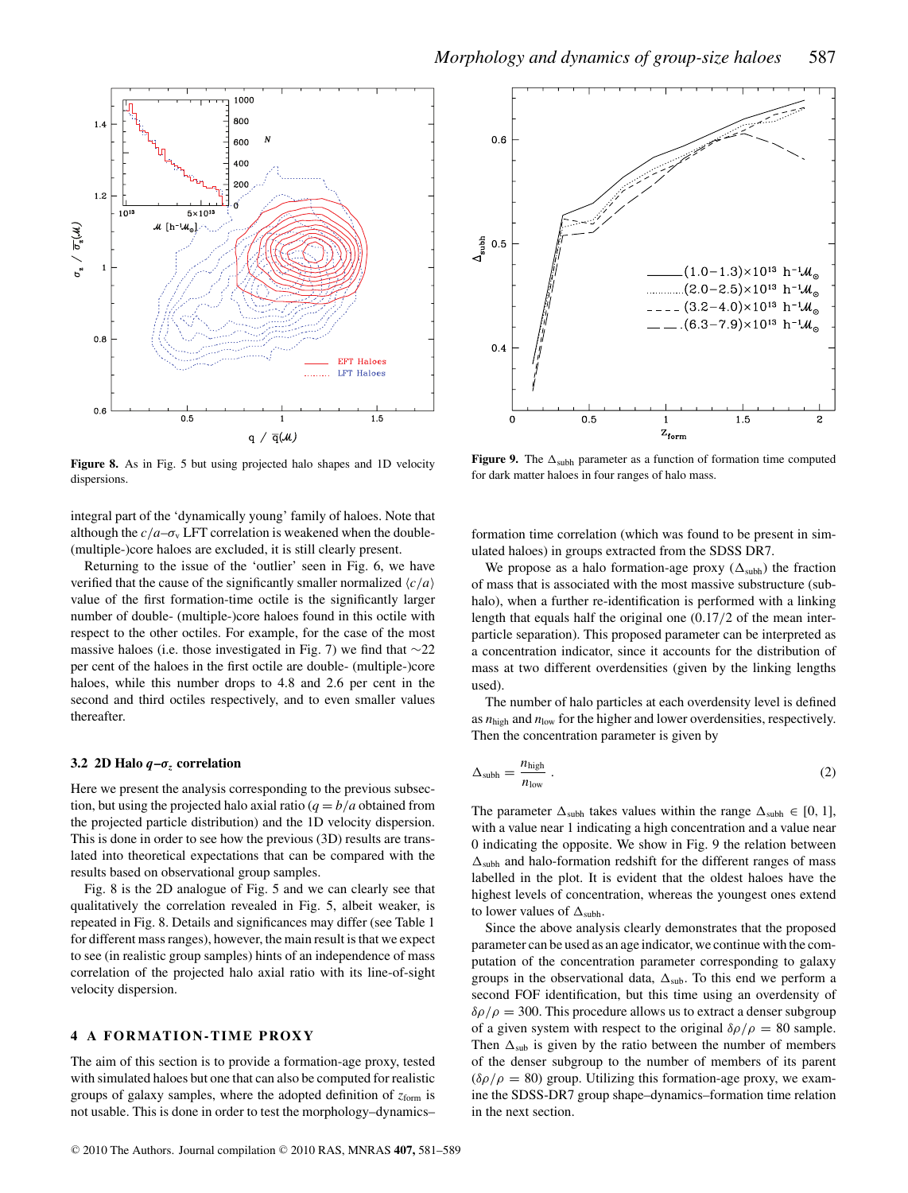Figure 8. As in Fig. 5 but using projected halo shapes and 1D velocity dispersions.

Figure 9. The $\Delta_{\rm subh}$ parameter as a function of formation time computed for dark matter haloes in four ranges of halo mass.

integral part of the 'dynamically young' family of haloes. Note that although the $c/a$–$\sigma_v$ LFT correlation is weakened when the double-(multiple-)core haloes are excluded, it is still clearly present.

Returning to the issue of the 'outlier' seen in Fig. 6, we have verified that the cause of the significantly smaller normalized $\langle c/a \rangle$ value of the first formation-time octile is the significantly larger number of double- (multiple-)core haloes found in this octile with respect to the other octiles. For example, for the case of the most massive haloes (i.e. those investigated in Fig. 7) we find that ∼22 per cent of the haloes in the first octile are double- (multiple-)core haloes, while this number drops to 4.8 and 2.6 per cent in the second and third octiles respectively, and to even smaller values thereafter.

### 3.2 2D Halo $q$–$\sigma_z$ correlation

Here we present the analysis corresponding to the previous subsection, but using the projected halo axial ratio ($q = b/a$ obtained from the projected particle distribution) and the 1D velocity dispersion. This is done in order to see how the previous (3D) results are translated into theoretical expectations that can be compared with the results based on observational group samples.

Fig. 8 is the 2D analogue of Fig. 5 and we can clearly see that qualitatively the correlation revealed in Fig. 5, albeit weaker, is repeated in Fig. 8. Details and significances may differ (see Table 1 for different mass ranges), however, the main result is that we expect to see (in realistic group samples) hints of an independence of mass correlation of the projected halo axial ratio with its line-of-sight velocity dispersion.

## 4 A FORMATION-TIME PROXY

The aim of this section is to provide a formation-age proxy, tested with simulated haloes but one that can also be computed for realistic groups of galaxy samples, where the adopted definition of $z_{\rm form}$ is not usable. This is done in order to test the morphology–dynamics–formation time correlation (which was found to be present in simulated haloes) in groups extracted from the SDSS DR7.

We propose as a halo formation-age proxy ($\Delta_{\rm subh}$) the fraction of mass that is associated with the most massive substructure (subhalo), when a further re-identification is performed with a linking length that equals half the original one (0.17/2 of the mean interparticle separation). This proposed parameter can be interpreted as a concentration indicator, since it accounts for the distribution of mass at two different overdensities (given by the linking lengths used).

The number of halo particles at each overdensity level is defined as $n_{\rm high}$ and $n_{\rm low}$ for the higher and lower overdensities, respectively. Then the concentration parameter is given by

$$\Delta_{\rm subh} = \frac{n_{\rm high}}{n_{\rm low}} . \tag{2}$$

The parameter $\Delta_{\rm subh}$ takes values within the range $\Delta_{\rm subh} \in [0, 1]$, with a value near 1 indicating a high concentration and a value near 0 indicating the opposite. We show in Fig. 9 the relation between $\Delta_{\rm subh}$ and halo-formation redshift for the different ranges of mass labelled in the plot. It is evident that the oldest haloes have the highest levels of concentration, whereas the youngest ones extend to lower values of $\Delta_{\rm subh}$.

Since the above analysis clearly demonstrates that the proposed parameter can be used as an age indicator, we continue with the computation of the concentration parameter corresponding to galaxy groups in the observational data, $\Delta_{\rm sub}$. To this end we perform a second FOF identification, but this time using an overdensity of $\delta\rho/\rho = 300$. This procedure allows us to extract a denser subgroup of a given system with respect to the original $\delta\rho/\rho = 80$ sample. Then $\Delta_{\rm sub}$ is given by the ratio between the number of members of the denser subgroup to the number of members of its parent ($\delta\rho/\rho = 80$) group. Utilizing this formation-age proxy, we examine the SDSS-DR7 group shape–dynamics–formation time relation in the next section.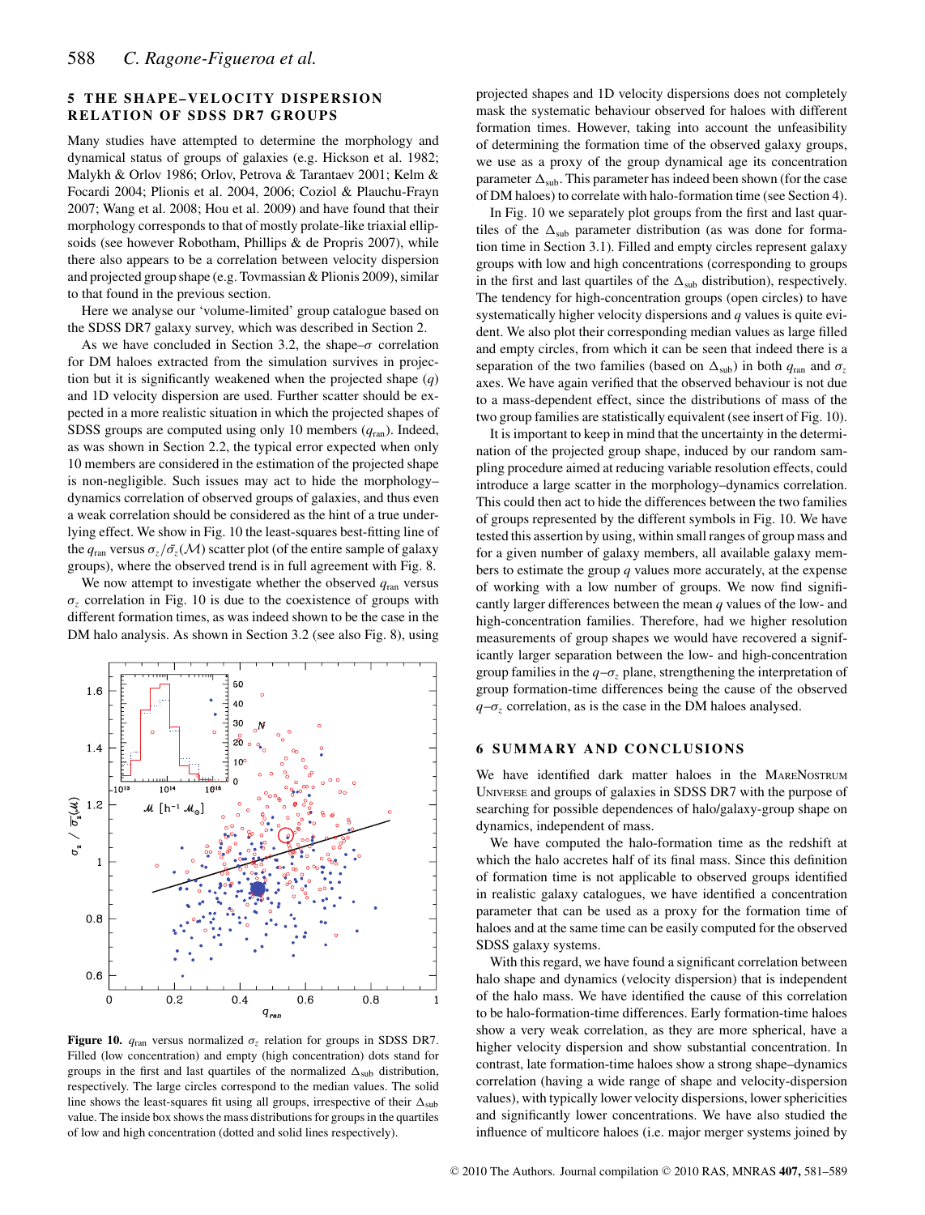## 5 THE SHAPE–VELOCITY DISPERSION RELATION OF SDSS DR7 GROUPS

Many studies have attempted to determine the morphology and dynamical status of groups of galaxies (e.g. Hickson et al. 1982; Malykh & Orlov 1986; Orlov, Petrova & Tarantaev 2001; Kelm & Focardi 2004; Plionis et al. 2004, 2006; Coziol & Plauchu-Frayn 2007; Wang et al. 2008; Hou et al. 2009) and have found that their morphology corresponds to that of mostly prolate-like triaxial ellipsoids (see however Robotham, Phillips & de Propris 2007), while there also appears to be a correlation between velocity dispersion and projected group shape (e.g. Tovmassian & Plionis 2009), similar to that found in the previous section.

Here we analyse our 'volume-limited' group catalogue based on the SDSS DR7 galaxy survey, which was described in Section 2.

As we have concluded in Section 3.2, the shape–$\sigma$ correlation for DM haloes extracted from the simulation survives in projection but it is significantly weakened when the projected shape ($q$) and 1D velocity dispersion are used. Further scatter should be expected in a more realistic situation in which the projected shapes of SDSS groups are computed using only 10 members ($q_{\rm ran}$). Indeed, as was shown in Section 2.2, the typical error expected when only 10 members are considered in the estimation of the projected shape is non-negligible. Such issues may act to hide the morphology–dynamics correlation of observed groups of galaxies, and thus even a weak correlation should be considered as the hint of a true underlying effect. We show in Fig. 10 the least-squares best-fitting line of the $q_{\rm ran}$ versus $\sigma_z/\bar{\sigma}_z(\mathcal{M})$ scatter plot (of the entire sample of galaxy groups), where the observed trend is in full agreement with Fig. 8.

We now attempt to investigate whether the observed $q_{\rm ran}$ versus $\sigma_z$ correlation in Fig. 10 is due to the coexistence of groups with different formation times, as was indeed shown to be the case in the DM halo analysis. As shown in Section 3.2 (see also Fig. 8), using projected shapes and 1D velocity dispersions does not completely mask the systematic behaviour observed for haloes with different formation times. However, taking into account the unfeasibility of determining the formation time of the observed galaxy groups, we use as a proxy of the group dynamical age its concentration parameter $\Delta_{\rm sub}$. This parameter has indeed been shown (for the case of DM haloes) to correlate with halo-formation time (see Section 4).

In Fig. 10 we separately plot groups from the first and last quartiles of the $\Delta_{\rm sub}$ parameter distribution (as was done for formation time in Section 3.1). Filled and empty circles represent galaxy groups with low and high concentrations (corresponding to groups in the first and last quartiles of the $\Delta_{\rm sub}$ distribution), respectively. The tendency for high-concentration groups (open circles) to have systematically higher velocity dispersions and $q$ values is quite evident. We also plot their corresponding median values as large filled and empty circles, from which it can be seen that indeed there is a separation of the two families (based on $\Delta_{\rm sub}$) in both $q_{\rm ran}$ and $\sigma_z$ axes. We have again verified that the observed behaviour is not due to a mass-dependent effect, since the distributions of mass of the two group families are statistically equivalent (see insert of Fig. 10).

It is important to keep in mind that the uncertainty in the determination of the projected group shape, induced by our random sampling procedure aimed at reducing variable resolution effects, could introduce a large scatter in the morphology–dynamics correlation. This could then act to hide the differences between the two families of groups represented by the different symbols in Fig. 10. We have tested this assertion by using, within small ranges of group mass and for a given number of galaxy members, all available galaxy members to estimate the group $q$ values more accurately, at the expense of working with a low number of groups. We now find significantly larger differences between the mean $q$ values of the low- and high-concentration families. Therefore, had we higher resolution measurements of group shapes we would have recovered a significantly larger separation between the low- and high-concentration group families in the $q$–$\sigma_z$ plane, strengthening the interpretation of group formation-time differences being the cause of the observed $q$–$\sigma_z$ correlation, as is the case in the DM haloes analysed.

1.6
1.4
1.2
1
0.8
0.6
$\sigma_z / \overline{\sigma_z}(\mathcal{M})$
0
0.2
0.4
0.6
0.8
1
$q_{ran}$
50
40
30
20
10
0
N
$10^{13}$
$10^{14}$
$10^{15}$
$\mathcal{M}$ [$h^{-1}$ $\mathcal{M}_\odot$]

**Figure 10.** $q_{\rm ran}$ versus normalized $\sigma_z$ relation for groups in SDSS DR7. Filled (low concentration) and empty (high concentration) dots stand for groups in the first and last quartiles of the normalized $\Delta_{\rm sub}$ distribution, respectively. The large circles correspond to the median values. The solid line shows the least-squares fit using all groups, irrespective of their $\Delta_{\rm sub}$ value. The inside box shows the mass distributions for groups in the quartiles of low and high concentration (dotted and solid lines respectively).

## 6 SUMMARY AND CONCLUSIONS

We have identified dark matter haloes in the MareNostrum Universe and groups of galaxies in SDSS DR7 with the purpose of searching for possible dependences of halo/galaxy-group shape on dynamics, independent of mass.

We have computed the halo-formation time as the redshift at which the halo accretes half of its final mass. Since this definition of formation time is not applicable to observed groups identified in realistic galaxy catalogues, we have identified a concentration parameter that can be used as a proxy for the formation time of haloes and at the same time can be easily computed for the observed SDSS galaxy systems.

With this regard, we have found a significant correlation between halo shape and dynamics (velocity dispersion) that is independent of the halo mass. We have identified the cause of this correlation to be halo-formation-time differences. Early formation-time haloes show a very weak correlation, as they are more spherical, have a higher velocity dispersion and show substantial concentration. In contrast, late formation-time haloes show a strong shape–dynamics correlation (having a wide range of shape and velocity-dispersion values), with typically lower velocity dispersions, lower sphericities and significantly lower concentrations. We have also studied the influence of multicore haloes (i.e. major merger systems joined by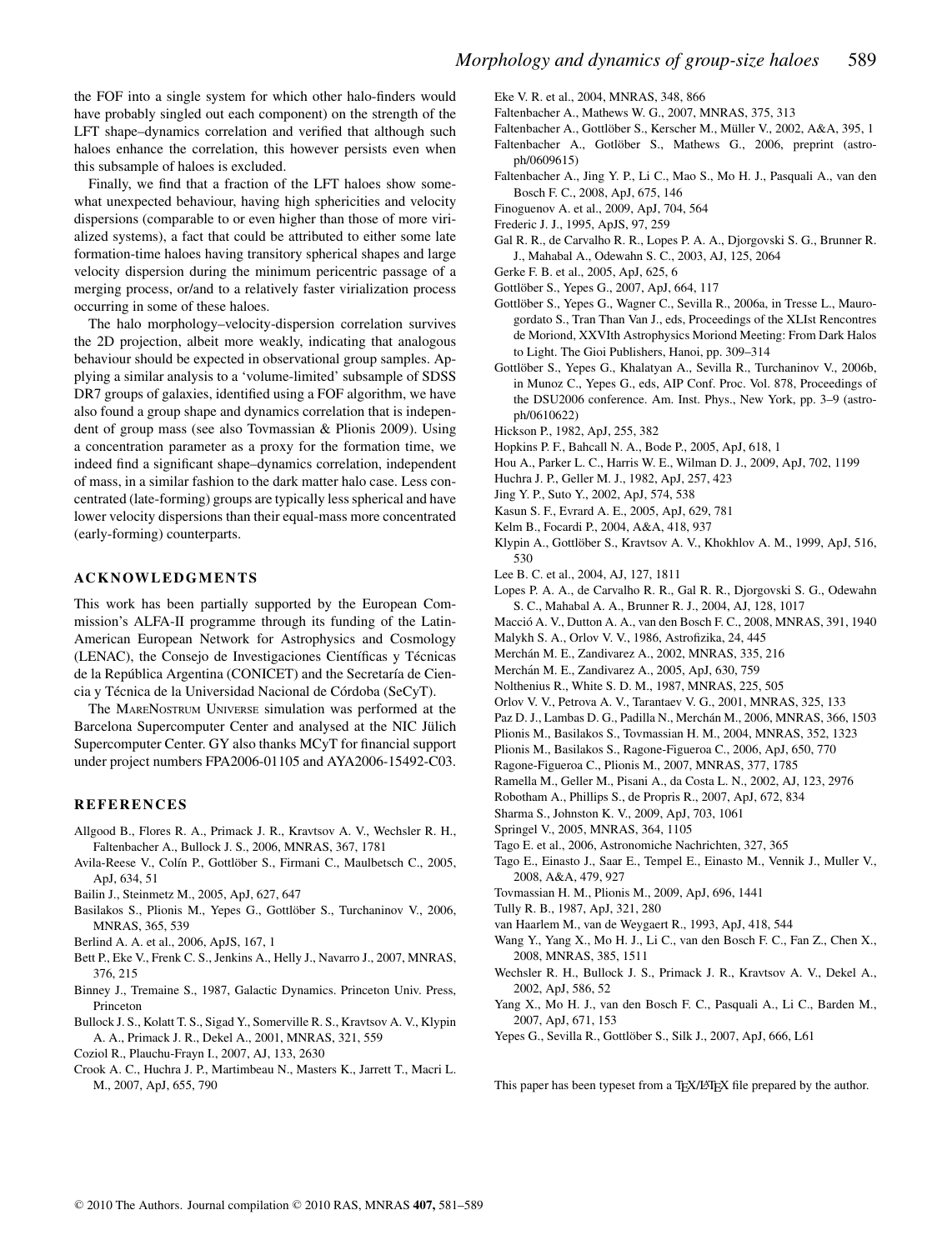the FOF into a single system for which other halo-finders would have probably singled out each component) on the strength of the LFT shape–dynamics correlation and verified that although such haloes enhance the correlation, this however persists even when this subsample of haloes is excluded.

Finally, we find that a fraction of the LFT haloes show somewhat unexpected behaviour, having high sphericities and velocity dispersions (comparable to or even higher than those of more virialized systems), a fact that could be attributed to either some late formation-time haloes having transitory spherical shapes and large velocity dispersion during the minimum pericentric passage of a merging process, or/and to a relatively faster virialization process occurring in some of these haloes.

The halo morphology–velocity-dispersion correlation survives the 2D projection, albeit more weakly, indicating that analogous behaviour should be expected in observational group samples. Applying a similar analysis to a 'volume-limited' subsample of SDSS DR7 groups of galaxies, identified using a FOF algorithm, we have also found a group shape and dynamics correlation that is independent of group mass (see also Tovmassian & Plionis 2009). Using a concentration parameter as a proxy for the formation time, we indeed find a significant shape–dynamics correlation, independent of mass, in a similar fashion to the dark matter halo case. Less concentrated (late-forming) groups are typically less spherical and have lower velocity dispersions than their equal-mass more concentrated (early-forming) counterparts.

## ACKNOWLEDGMENTS

This work has been partially supported by the European Commission's ALFA-II programme through its funding of the Latin-American European Network for Astrophysics and Cosmology (LENAC), the Consejo de Investigaciones Científicas y Técnicas de la República Argentina (CONICET) and the Secretaría de Ciencia y Técnica de la Universidad Nacional de Córdoba (SeCyT).

The MareNostrum Universe simulation was performed at the Barcelona Supercomputer Center and analysed at the NIC Jülich Supercomputer Center. GY also thanks MCyT for financial support under project numbers FPA2006-01105 and AYA2006-15492-C03.

## REFERENCES

Allgood B., Flores R. A., Primack J. R., Kravtsov A. V., Wechsler R. H., Faltenbacher A., Bullock J. S., 2006, MNRAS, 367, 1781
Avila-Reese V., Colín P., Gottlöber S., Firmani C., Maulbetsch C., 2005, ApJ, 634, 51
Bailin J., Steinmetz M., 2005, ApJ, 627, 647
Basilakos S., Plionis M., Yepes G., Gottlöber S., Turchaninov V., 2006, MNRAS, 365, 539
Berlind A. A. et al., 2006, ApJS, 167, 1
Bett P., Eke V., Frenk C. S., Jenkins A., Helly J., Navarro J., 2007, MNRAS, 376, 215
Binney J., Tremaine S., 1987, Galactic Dynamics. Princeton Univ. Press, Princeton
Bullock J. S., Kolatt T. S., Sigad Y., Somerville R. S., Kravtsov A. V., Klypin A. A., Primack J. R., Dekel A., 2001, MNRAS, 321, 559
Coziol R., Plauchu-Frayn I., 2007, AJ, 133, 2630
Crook A. C., Huchra J. P., Martimbeau N., Masters K., Jarrett T., Macri L. M., 2007, ApJ, 655, 790
Eke V. R. et al., 2004, MNRAS, 348, 866
Faltenbacher A., Mathews W. G., 2007, MNRAS, 375, 313
Faltenbacher A., Gottlöber S., Kerscher M., Müller V., 2002, A&A, 395, 1
Faltenbacher A., Gotlöber S., Mathews G., 2006, preprint (astro-ph/0609615)
Faltenbacher A., Jing Y. P., Li C., Mao S., Mo H. J., Pasquali A., van den Bosch F. C., 2008, ApJ, 675, 146
Finoguenov A. et al., 2009, ApJ, 704, 564
Frederic J. J., 1995, ApJS, 97, 259
Gal R. R., de Carvalho R. R., Lopes P. A. A., Djorgovski S. G., Brunner R. J., Mahabal A., Odewahn S. C., 2003, AJ, 125, 2064
Gerke F. B. et al., 2005, ApJ, 625, 6
Gottlöber S., Yepes G., 2007, ApJ, 664, 117
Gottlöber S., Yepes G., Wagner C., Sevilla R., 2006a, in Tresse L., Maurogordato S., Tran Than Van J., eds, Proceedings of the XLIst Rencontres de Moriond, XXVIth Astrophysics Moriond Meeting: From Dark Halos to Light. The Gioi Publishers, Hanoi, pp. 309–314
Gottlöber S., Yepes G., Khalatyan A., Sevilla R., Turchaninov V., 2006b, in Munoz C., Yepes G., eds, AIP Conf. Proc. Vol. 878, Proceedings of the DSU2006 conference. Am. Inst. Phys., New York, pp. 3–9 (astro-ph/0610622)
Hickson P., 1982, ApJ, 255, 382
Hopkins P. F., Bahcall N. A., Bode P., 2005, ApJ, 618, 1
Hou A., Parker L. C., Harris W. E., Wilman D. J., 2009, ApJ, 702, 1199
Huchra J. P., Geller M. J., 1982, ApJ, 257, 423
Jing Y. P., Suto Y., 2002, ApJ, 574, 538
Kasun S. F., Evrard A. E., 2005, ApJ, 629, 781
Kelm B., Focardi P., 2004, A&A, 418, 937
Klypin A., Gottlöber S., Kravtsov A. V., Khokhlov A. M., 1999, ApJ, 516, 530
Lee B. C. et al., 2004, AJ, 127, 1811
Lopes P. A. A., de Carvalho R. R., Gal R. R., Djorgovski S. G., Odewahn S. C., Mahabal A. A., Brunner R. J., 2004, AJ, 128, 1017
Macciò A. V., Dutton A. A., van den Bosch F. C., 2008, MNRAS, 391, 1940
Malykh S. A., Orlov V. V., 1986, Astrofizika, 24, 445
Merchán M. E., Zandivarez A., 2002, MNRAS, 335, 216
Merchán M. E., Zandivarez A., 2005, ApJ, 630, 759
Nolthenius R., White S. D. M., 1987, MNRAS, 225, 505
Orlov V. V., Petrova A. V., Tarantaev V. G., 2001, MNRAS, 325, 133
Paz D. J., Lambas D. G., Padilla N., Merchán M., 2006, MNRAS, 366, 1503
Plionis M., Basilakos S., Tovmassian H. M., 2004, MNRAS, 352, 1323
Plionis M., Basilakos S., Ragone-Figueroa C., 2006, ApJ, 650, 770
Ragone-Figueroa C., Plionis M., 2007, MNRAS, 377, 1785
Ramella M., Geller M., Pisani A., da Costa L. N., 2002, AJ, 123, 2976
Robotham A., Phillips S., de Propris R., 2007, ApJ, 672, 834
Sharma S., Johnston K. V., 2009, ApJ, 703, 1061
Springel V., 2005, MNRAS, 364, 1105
Tago E. et al., 2006, Astronomiche Nachrichten, 327, 365
Tago E., Einasto J., Saar E., Tempel E., Einasto M., Vennik J., Muller V., 2008, A&A, 479, 927
Tovmassian H. M., Plionis M., 2009, ApJ, 696, 1441
Tully R. B., 1987, ApJ, 321, 280
van Haarlem M., van de Weygaert R., 1993, ApJ, 418, 544
Wang Y., Yang X., Mo H. J., Li C., van den Bosch F. C., Fan Z., Chen X., 2008, MNRAS, 385, 1511
Wechsler R. H., Bullock J. S., Primack J. R., Kravtsov A. V., Dekel A., 2002, ApJ, 586, 52
Yang X., Mo H. J., van den Bosch F. C., Pasquali A., Li C., Barden M., 2007, ApJ, 671, 153
Yepes G., Sevilla R., Gottlöber S., Silk J., 2007, ApJ, 666, L61

This paper has been typeset from a TEX/LATEX file prepared by the author.